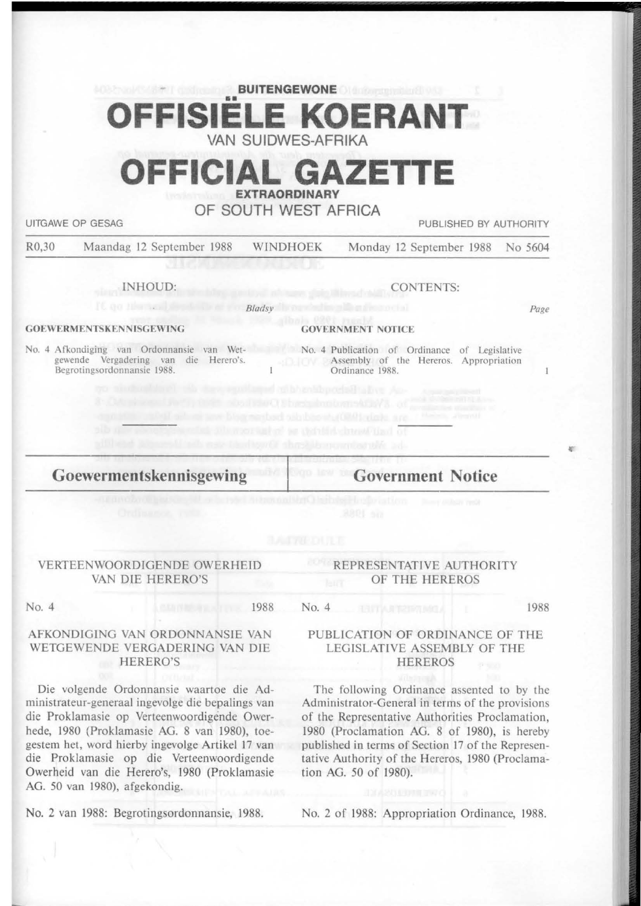**BUITENGEWONE**

# OFFISIËLE KOERANT

VAN SUIDWES-AFRIKA

# OFFICIAL GAZETTE

**EXTRAORDINARY**

OF SOUTH WEST AFRICA

UITGAWE OP GESAG — PUBLISHED BY AUTHORITY

R0,30 — Maandag 12 September 1988 — WINDHOEK — Monday 12 September 1988 — No 5604

INHOUD: | *Bladsy*

**GOEWERMENTSKENNISGEWING**

No. 4 Afkondiging van Ordonnansie van Wetgewende Vergadering van die Herero's. Begrotingsordonnansie 1988. — 1

CONTENTS: | *Page*

**GOVERNMENT NOTICE**

No. 4 Publication of Ordinance of Legislative Assembly of the Hereros. Appropriation Ordinance 1988. — 1

## Goewermentskennisgewing

VERTEENWOORDIGENDE OWERHEID VAN DIE HERERO'S

No. 4 — 1988

AFKONDIGING VAN ORDONNANSIE VAN WETGEWENDE VERGADERING VAN DIE HERERO'S

Die volgende Ordonnansie waartoe die Administrateur-generaal ingevolge die bepalings van die Proklamasie op Verteenwoordigende Owerhede, 1980 (Proklamasie AG. 8 van 1980), toegestem het, word hierby ingevolge Artikel 17 van die Proklamasie op die Verteenwoordigende Owerheid van die Herero's, 1980 (Proklamasie AG. 50 van 1980), afgekondig.

No. 2 van 1988: Begrotingsordonnansie, 1988.

## Government Notice

REPRESENTATIVE AUTHORITY OF THE HEREROS

No. 4 — 1988

PUBLICATION OF ORDINANCE OF THE LEGISLATIVE ASSEMBLY OF THE HEREROS

The following Ordinance assented to by the Administrator-General in terms of the provisions of the Representative Authorities Proclamation, 1980 (Proclamation AG. 8 of 1980), is hereby published in terms of Section 17 of the Representative Authority of the Hereros, 1980 (Proclamation AG. 50 of 1980).

No. 2 of 1988: Appropriation Ordinance, 1988.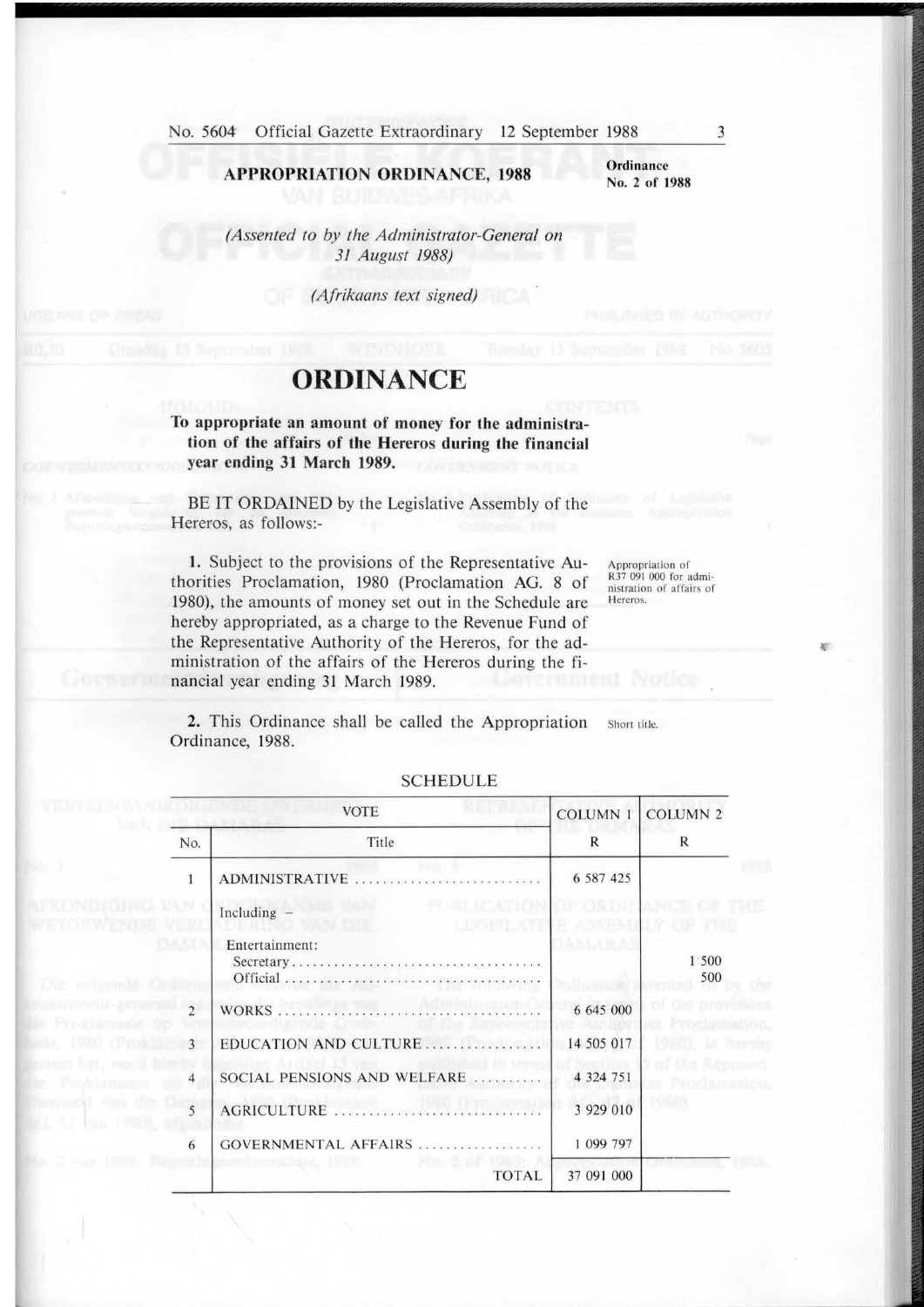**APPROPRIATION ORDINANCE, 1988**

**Ordinance No. 2 of 1988**

*(Assented to by the Administrator-General on 31 August 1988)*

*(Afrikaans text signed)*

# ORDINANCE

**To appropriate an amount of money for the administration of the affairs of the Hereros during the financial year ending 31 March 1989.**

BE IT ORDAINED by the Legislative Assembly of the Hereros, as follows:-

*Appropriation of R37 091 000 for administration of affairs of Hereros.*

**1.** Subject to the provisions of the Representative Authorities Proclamation, 1980 (Proclamation AG. 8 of 1980), the amounts of money set out in the Schedule are hereby appropriated, as a charge to the Revenue Fund of the Representative Authority of the Hereros, for the administration of the affairs of the Hereros during the financial year ending 31 March 1989.

*Short title.*

**2.** This Ordinance shall be called the Appropriation Ordinance, 1988.

SCHEDULE

| VOTE | | COLUMN 1 | COLUMN 2 |
|---|---|---|---|
| No. | Title | R | R |
| 1 | ADMINISTRATIVE | 6 587 425 | |
| | Including – | | |
| | Entertainment: | | |
| | Secretary | | 1 500 |
| | Official | | 500 |
| 2 | WORKS | 6 645 000 | |
| 3 | EDUCATION AND CULTURE | 14 505 017 | |
| 4 | SOCIAL PENSIONS AND WELFARE | 4 324 751 | |
| 5 | AGRICULTURE | 3 929 010 | |
| 6 | GOVERNMENTAL AFFAIRS | 1 099 797 | |
| | TOTAL | 37 091 000 | |